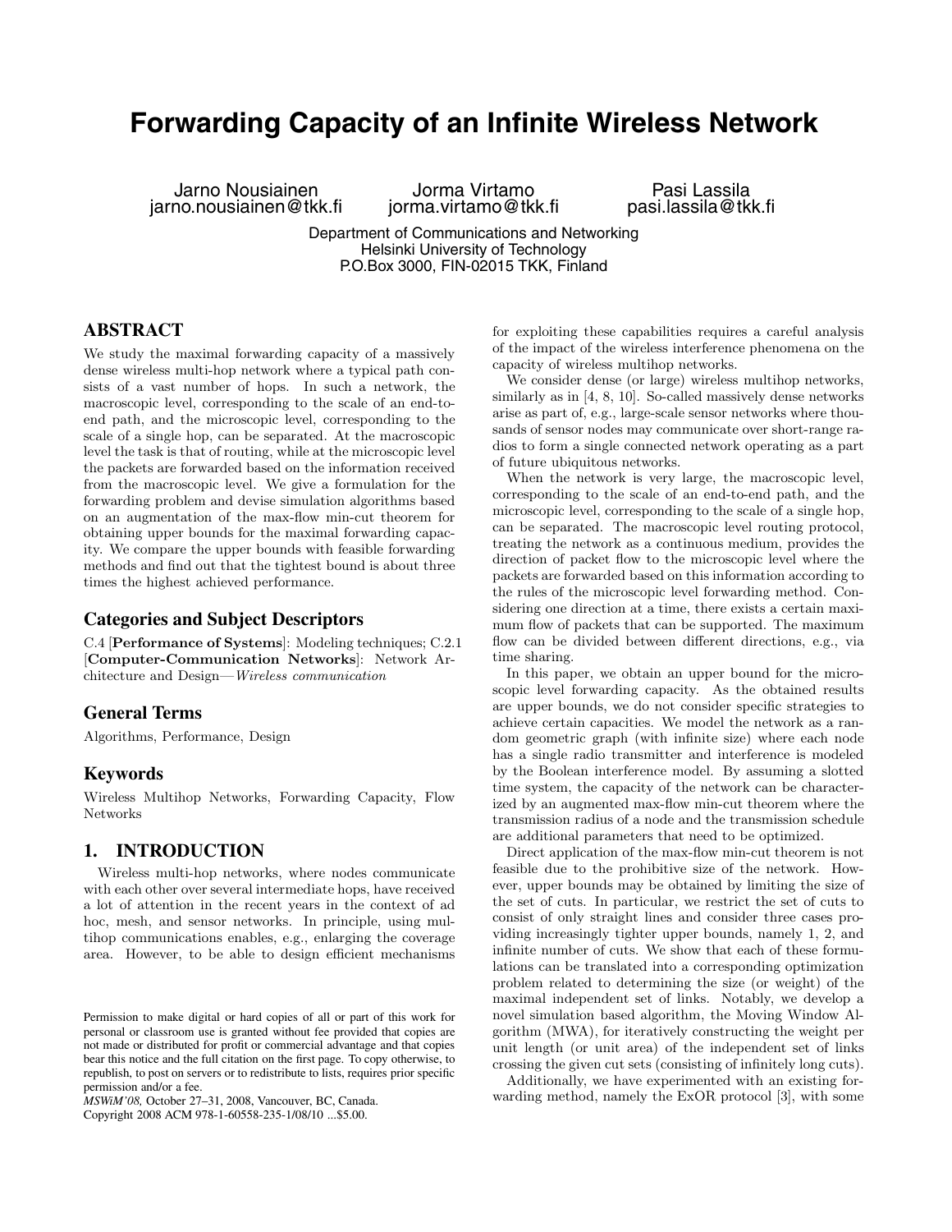# Forwarding Capacity of an Infinite Wireless Network

Jarno Nousiainen
jarno.nousiainen@tkk.fi

Jorma Virtamo
jorma.virtamo@tkk.fi

Pasi Lassila
pasi.lassila@tkk.fi

Department of Communications and Networking
Helsinki University of Technology
P.O.Box 3000, FIN-02015 TKK, Finland

## ABSTRACT

We study the maximal forwarding capacity of a massively dense wireless multi-hop network where a typical path consists of a vast number of hops. In such a network, the macroscopic level, corresponding to the scale of an end-to-end path, and the microscopic level, corresponding to the scale of a single hop, can be separated. At the macroscopic level the task is that of routing, while at the microscopic level the packets are forwarded based on the information received from the macroscopic level. We give a formulation for the forwarding problem and devise simulation algorithms based on an augmentation of the max-flow min-cut theorem for obtaining upper bounds for the maximal forwarding capacity. We compare the upper bounds with feasible forwarding methods and find out that the tightest bound is about three times the highest achieved performance.

### Categories and Subject Descriptors

C.4 [**Performance of Systems**]: Modeling techniques; C.2.1 [**Computer-Communication Networks**]: Network Architecture and Design—*Wireless communication*

### General Terms

Algorithms, Performance, Design

### Keywords

Wireless Multihop Networks, Forwarding Capacity, Flow Networks

## 1. INTRODUCTION

Wireless multi-hop networks, where nodes communicate with each other over several intermediate hops, have received a lot of attention in the recent years in the context of ad hoc, mesh, and sensor networks. In principle, using multihop communications enables, e.g., enlarging the coverage area. However, to be able to design efficient mechanisms for exploiting these capabilities requires a careful analysis of the impact of the wireless interference phenomena on the capacity of wireless multihop networks.

We consider dense (or large) wireless multihop networks, similarly as in [4, 8, 10]. So-called massively dense networks arise as part of, e.g., large-scale sensor networks where thousands of sensor nodes may communicate over short-range radios to form a single connected network operating as a part of future ubiquitous networks.

When the network is very large, the macroscopic level, corresponding to the scale of an end-to-end path, and the microscopic level, corresponding to the scale of a single hop, can be separated. The macroscopic level routing protocol, treating the network as a continuous medium, provides the direction of packet flow to the microscopic level where the packets are forwarded based on this information according to the rules of the microscopic level forwarding method. Considering one direction at a time, there exists a certain maximum flow of packets that can be supported. The maximum flow can be divided between different directions, e.g., via time sharing.

In this paper, we obtain an upper bound for the microscopic level forwarding capacity. As the obtained results are upper bounds, we do not consider specific strategies to achieve certain capacities. We model the network as a random geometric graph (with infinite size) where each node has a single radio transmitter and interference is modeled by the Boolean interference model. By assuming a slotted time system, the capacity of the network can be characterized by an augmented max-flow min-cut theorem where the transmission radius of a node and the transmission schedule are additional parameters that need to be optimized.

Direct application of the max-flow min-cut theorem is not feasible due to the prohibitive size of the network. However, upper bounds may be obtained by limiting the size of the set of cuts. In particular, we restrict the set of cuts to consist of only straight lines and consider three cases providing increasingly tighter upper bounds, namely 1, 2, and infinite number of cuts. We show that each of these formulations can be translated into a corresponding optimization problem related to determining the size (or weight) of the maximal independent set of links. Notably, we develop a novel simulation based algorithm, the Moving Window Algorithm (MWA), for iteratively constructing the weight per unit length (or unit area) of the independent set of links crossing the given cut sets (consisting of infinitely long cuts).

Additionally, we have experimented with an existing forwarding method, namely the ExOR protocol [3], with some

Permission to make digital or hard copies of all or part of this work for personal or classroom use is granted without fee provided that copies are not made or distributed for profit or commercial advantage and that copies bear this notice and the full citation on the first page. To copy otherwise, to republish, to post on servers or to redistribute to lists, requires prior specific permission and/or a fee.
*MSWiM'08,* October 27–31, 2008, Vancouver, BC, Canada.
Copyright 2008 ACM 978-1-60558-235-1/08/10 ...$5.00.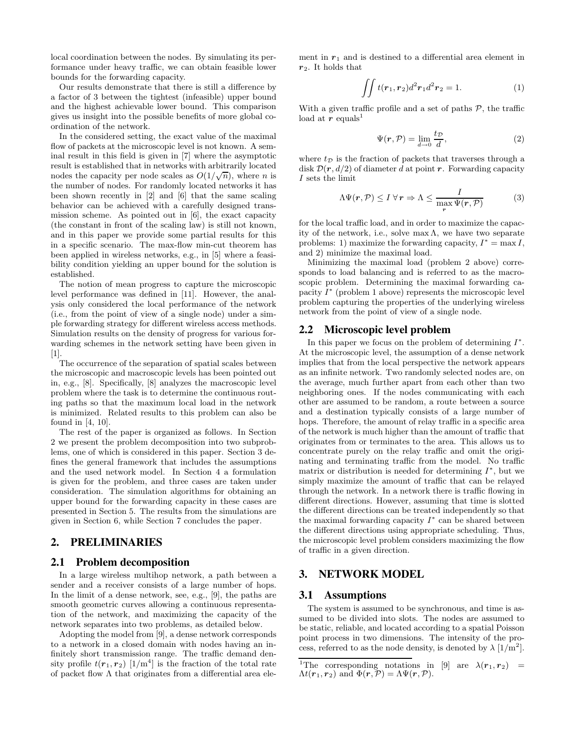local coordination between the nodes. By simulating its performance under heavy traffic, we can obtain feasible lower bounds for the forwarding capacity.

Our results demonstrate that there is still a difference by a factor of 3 between the tightest (infeasible) upper bound and the highest achievable lower bound. This comparison gives us insight into the possible benefits of more global coordination of the network.

In the considered setting, the exact value of the maximal flow of packets at the microscopic level is not known. A seminal result in this field is given in [7] where the asymptotic result is established that in networks with arbitrarily located nodes the capacity per node scales as $O(1/\sqrt{n})$, where $n$ is the number of nodes. For randomly located networks it has been shown recently in [2] and [6] that the same scaling behavior can be achieved with a carefully designed transmission scheme. As pointed out in [6], the exact capacity (the constant in front of the scaling law) is still not known, and in this paper we provide some partial results for this in a specific scenario. The max-flow min-cut theorem has been applied in wireless networks, e.g., in [5] where a feasibility condition yielding an upper bound for the solution is established.

The notion of mean progress to capture the microscopic level performance was defined in [11]. However, the analysis only considered the local performance of the network (i.e., from the point of view of a single node) under a simple forwarding strategy for different wireless access methods. Simulation results on the density of progress for various forwarding schemes in the network setting have been given in [1].

The occurrence of the separation of spatial scales between the microscopic and macroscopic levels has been pointed out in, e.g., [8]. Specifically, [8] analyzes the macroscopic level problem where the task is to determine the continuous routing paths so that the maximum local load in the network is minimized. Related results to this problem can also be found in [4, 10].

The rest of the paper is organized as follows. In Section 2 we present the problem decomposition into two subproblems, one of which is considered in this paper. Section 3 defines the general framework that includes the assumptions and the used network model. In Section 4 a formulation is given for the problem, and three cases are taken under consideration. The simulation algorithms for obtaining an upper bound for the forwarding capacity in these cases are presented in Section 5. The results from the simulations are given in Section 6, while Section 7 concludes the paper.

## 2. PRELIMINARIES

### 2.1 Problem decomposition

In a large wireless multihop network, a path between a sender and a receiver consists of a large number of hops. In the limit of a dense network, see, e.g., [9], the paths are smooth geometric curves allowing a continuous representation of the network, and maximizing the capacity of the network separates into two problems, as detailed below.

Adopting the model from [9], a dense network corresponds to a network in a closed domain with nodes having an infinitely short transmission range. The traffic demand density profile $t(\boldsymbol{r}_1, \boldsymbol{r}_2)$ [1/m$^4$] is the fraction of the total rate of packet flow $\Lambda$ that originates from a differential area element in $\boldsymbol{r}_1$ and is destined to a differential area element in $\boldsymbol{r}_2$. It holds that

$$\iint t(\boldsymbol{r}_1, \boldsymbol{r}_2) d^2\boldsymbol{r}_1 d^2\boldsymbol{r}_2 = 1. \tag{1}$$

With a given traffic profile and a set of paths $\mathcal{P}$, the traffic load at $\boldsymbol{r}$ equals[1]

$$\Psi(\boldsymbol{r}, \mathcal{P}) = \lim_{d\to 0} \frac{t_{\mathcal{D}}}{d}, \tag{2}$$

where $t_{\mathcal{D}}$ is the fraction of packets that traverses through a disk $\mathcal{D}(\boldsymbol{r}, d/2)$ of diameter $d$ at point $\boldsymbol{r}$. Forwarding capacity $I$ sets the limit

$$\Lambda\Psi(\boldsymbol{r}, \mathcal{P}) \le I \;\forall\, \boldsymbol{r} \Rightarrow \Lambda \le \frac{I}{\max\limits_{\boldsymbol{r}} \Psi(\boldsymbol{r}, \mathcal{P})} \tag{3}$$

for the local traffic load, and in order to maximize the capacity of the network, i.e., solve $\max \Lambda$, we have two separate problems: 1) maximize the forwarding capacity, $I^* = \max I$, and 2) minimize the maximal load.

Minimizing the maximal load (problem 2 above) corresponds to load balancing and is referred to as the macroscopic problem. Determining the maximal forwarding capacity $I^*$ (problem 1 above) represents the microscopic level problem capturing the properties of the underlying wireless network from the point of view of a single node.

### 2.2 Microscopic level problem

In this paper we focus on the problem of determining $I^*$. At the microscopic level, the assumption of a dense network implies that from the local perspective the network appears as an infinite network. Two randomly selected nodes are, on the average, much further apart from each other than two neighboring ones. If the nodes communicating with each other are assumed to be random, a route between a source and a destination typically consists of a large number of hops. Therefore, the amount of relay traffic in a specific area of the network is much higher than the amount of traffic that originates from or terminates to the area. This allows us to concentrate purely on the relay traffic and omit the originating and terminating traffic from the model. No traffic matrix or distribution is needed for determining $I^*$, but we simply maximize the amount of traffic that can be relayed through the network. In a network there is traffic flowing in different directions. However, assuming that time is slotted the different directions can be treated independently so that the maximal forwarding capacity $I^*$ can be shared between the different directions using appropriate scheduling. Thus, the microscopic level problem considers maximizing the flow of traffic in a given direction.

## 3. NETWORK MODEL

### 3.1 Assumptions

The system is assumed to be synchronous, and time is assumed to be divided into slots. The nodes are assumed to be static, reliable, and located according to a spatial Poisson point process in two dimensions. The intensity of the process, referred to as the node density, is denoted by $\lambda$ [1/m$^2$].

[1] The corresponding notations in [9] are $\lambda(\boldsymbol{r}_1, \boldsymbol{r}_2) = \Lambda t(\boldsymbol{r}_1, \boldsymbol{r}_2)$ and $\Phi(\boldsymbol{r}, \mathcal{P}) = \Lambda\Psi(\boldsymbol{r}, \mathcal{P})$.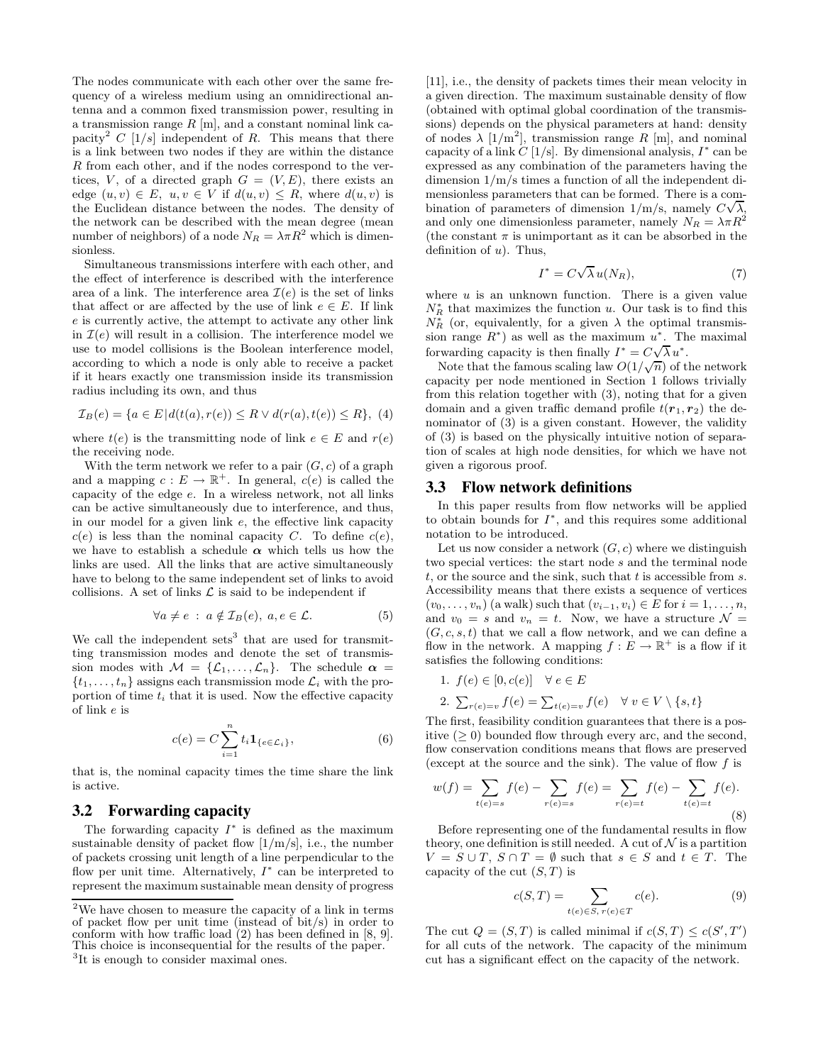The nodes communicate with each other over the same frequency of a wireless medium using an omnidirectional antenna and a common fixed transmission power, resulting in a transmission range $R$ [m], and a constant nominal link capacity[2] $C$ [1/s] independent of $R$. This means that there is a link between two nodes if they are within the distance $R$ from each other, and if the nodes correspond to the vertices, $V$, of a directed graph $G = (V, E)$, there exists an edge $(u, v) \in E,\ u, v \in V$ if $d(u, v) \leq R$, where $d(u, v)$ is the Euclidean distance between the nodes. The density of the network can be described with the mean degree (mean number of neighbors) of a node $N_R = \lambda \pi R^2$ which is dimensionless.

Simultaneous transmissions interfere with each other, and the effect of interference is described with the interference area of a link. The interference area $\mathcal{I}(e)$ is the set of links that affect or are affected by the use of link $e \in E$. If link $e$ is currently active, the attempt to activate any other link in $\mathcal{I}(e)$ will result in a collision. The interference model we use to model collisions is the Boolean interference model, according to which a node is only able to receive a packet if it hears exactly one transmission inside its transmission radius including its own, and thus

$$\mathcal{I}_B(e) = \{a \in E \,|\, d(t(a), r(e)) \leq R \vee d(r(a), t(e)) \leq R\}, \quad (4)$$

where $t(e)$ is the transmitting node of link $e \in E$ and $r(e)$ the receiving node.

With the term network we refer to a pair $(G, c)$ of a graph and a mapping $c : E \to \mathbb{R}^+$. In general, $c(e)$ is called the capacity of the edge $e$. In a wireless network, not all links can be active simultaneously due to interference, and thus, in our model for a given link $e$, the effective link capacity $c(e)$ is less than the nominal capacity $C$. To define $c(e)$, we have to establish a schedule $\boldsymbol{\alpha}$ which tells us how the links are used. All the links that are active simultaneously have to belong to the same independent set of links to avoid collisions. A set of links $\mathcal{L}$ is said to be independent if

$$\forall a \neq e \;:\; a \notin \mathcal{I}_B(e),\ a, e \in \mathcal{L}. \quad (5)$$

We call the independent sets[3] that are used for transmitting transmission modes and denote the set of transmission modes with $\mathcal{M} = \{\mathcal{L}_1, \ldots, \mathcal{L}_n\}$. The schedule $\boldsymbol{\alpha} = \{t_1, \ldots, t_n\}$ assigns each transmission mode $\mathcal{L}_i$ with the proportion of time $t_i$ that it is used. Now the effective capacity of link $e$ is

$$c(e) = C \sum_{i=1}^{n} t_i \mathbf{1}_{\{e \in \mathcal{L}_i\}}, \quad (6)$$

that is, the nominal capacity times the time share the link is active.

## 3.2 Forwarding capacity

The forwarding capacity $I^*$ is defined as the maximum sustainable density of packet flow [1/m/s], i.e., the number of packets crossing unit length of a line perpendicular to the flow per unit time. Alternatively, $I^*$ can be interpreted to represent the maximum sustainable mean density of progress [11], i.e., the density of packets times their mean velocity in a given direction. The maximum sustainable density of flow (obtained with optimal global coordination of the transmissions) depends on the physical parameters at hand: density of nodes $\lambda$ [1/m$^2$], transmission range $R$ [m], and nominal capacity of a link $C$ [1/s]. By dimensional analysis, $I^*$ can be expressed as any combination of the parameters having the dimension 1/m/s times a function of all the independent dimensionless parameters that can be formed. There is a combination of parameters of dimension 1/m/s, namely $C\sqrt{\lambda}$, and only one dimensionless parameter, namely $N_R = \lambda \pi R^2$ (the constant $\pi$ is unimportant as it can be absorbed in the definition of $u$). Thus,

$$I^* = C\sqrt{\lambda}\, u(N_R), \quad (7)$$

where $u$ is an unknown function. There is a given value $N_R^*$ that maximizes the function $u$. Our task is to find this $N_R^*$ (or, equivalently, for a given $\lambda$ the optimal transmission range $R^*$) as well as the maximum $u^*$. The maximal forwarding capacity is then finally $I^* = C\sqrt{\lambda}\, u^*$.

Note that the famous scaling law $O(1/\sqrt{n})$ of the network capacity per node mentioned in Section 1 follows trivially from this relation together with (3), noting that for a given domain and a given traffic demand profile $t(\boldsymbol{r}_1, \boldsymbol{r}_2)$ the denominator of (3) is a given constant. However, the validity of (3) is based on the physically intuitive notion of separation of scales at high node densities, for which we have not given a rigorous proof.

## 3.3 Flow network definitions

In this paper results from flow networks will be applied to obtain bounds for $I^*$, and this requires some additional notation to be introduced.

Let us now consider a network $(G, c)$ where we distinguish two special vertices: the start node $s$ and the terminal node $t$, or the source and the sink, such that $t$ is accessible from $s$. Accessibility means that there exists a sequence of vertices $(v_0, \ldots, v_n)$ (a walk) such that $(v_{i-1}, v_i) \in E$ for $i = 1, \ldots, n$, and $v_0 = s$ and $v_n = t$. Now, we have a structure $\mathcal{N} = (G, c, s, t)$ that we call a flow network, and we can define a flow in the network. A mapping $f : E \to \mathbb{R}^+$ is a flow if it satisfies the following conditions:

1. $f(e) \in [0, c(e)] \quad \forall\, e \in E$
2. $\sum_{r(e)=v} f(e) = \sum_{t(e)=v} f(e) \quad \forall\, v \in V \setminus \{s, t\}$

The first, feasibility condition guarantees that there is a positive ($\geq 0$) bounded flow through every arc, and the second, flow conservation conditions means that flows are preserved (except at the source and the sink). The value of flow $f$ is

$$w(f) = \sum_{t(e)=s} f(e) - \sum_{r(e)=s} f(e) = \sum_{r(e)=t} f(e) - \sum_{t(e)=t} f(e). \quad (8)$$

Before representing one of the fundamental results in flow theory, one definition is still needed. A cut of $\mathcal{N}$ is a partition $V = S \cup T,\ S \cap T = \emptyset$ such that $s \in S$ and $t \in T$. The capacity of the cut $(S, T)$ is

$$c(S, T) = \sum_{t(e) \in S,\ r(e) \in T} c(e). \quad (9)$$

The cut $Q = (S, T)$ is called minimal if $c(S, T) \leq c(S', T')$ for all cuts of the network. The capacity of the minimum cut has a significant effect on the capacity of the network.

[2] We have chosen to measure the capacity of a link in terms of packet flow per unit time (instead of bit/s) in order to conform with how traffic load (2) has been defined in [8, 9]. This choice is inconsequential for the results of the paper.

[3] It is enough to consider maximal ones.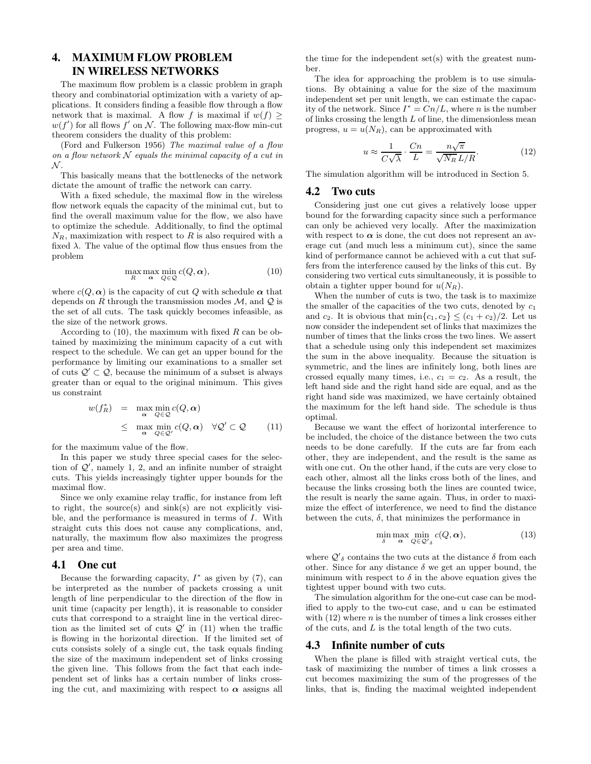## 4. MAXIMUM FLOW PROBLEM IN WIRELESS NETWORKS

The maximum flow problem is a classic problem in graph theory and combinatorial optimization with a variety of applications. It considers finding a feasible flow through a flow network that is maximal. A flow $f$ is maximal if $w(f) \geq w(f')$ for all flows $f'$ on $\mathcal{N}$. The following max-flow min-cut theorem considers the duality of this problem:

(Ford and Fulkerson 1956) *The maximal value of a flow on a flow network $\mathcal{N}$ equals the minimal capacity of a cut in $\mathcal{N}$.*

This basically means that the bottlenecks of the network dictate the amount of traffic the network can carry.

With a fixed schedule, the maximal flow in the wireless flow network equals the capacity of the minimal cut, but to find the overall maximum value for the flow, we also have to optimize the schedule. Additionally, to find the optimal $N_R$, maximization with respect to $R$ is also required with a fixed $\lambda$. The value of the optimal flow thus ensues from the problem

$$\max_R \max_{\boldsymbol{\alpha}} \min_{Q \in \mathcal{Q}} c(Q, \boldsymbol{\alpha}), \tag{10}$$

where $c(Q, \boldsymbol{\alpha})$ is the capacity of cut $Q$ with schedule $\boldsymbol{\alpha}$ that depends on $R$ through the transmission modes $\mathcal{M}$, and $\mathcal{Q}$ is the set of all cuts. The task quickly becomes infeasible, as the size of the network grows.

According to (10), the maximum with fixed $R$ can be obtained by maximizing the minimum capacity of a cut with respect to the schedule. We can get an upper bound for the performance by limiting our examinations to a smaller set of cuts $\mathcal{Q}' \subset \mathcal{Q}$, because the minimum of a subset is always greater than or equal to the original minimum. This gives us constraint

$$\begin{aligned} w(f_R^*) &= \max_{\boldsymbol{\alpha}} \min_{Q \in \mathcal{Q}} c(Q, \boldsymbol{\alpha}) \\ &\leq \max_{\boldsymbol{\alpha}} \min_{Q \in \mathcal{Q}'} c(Q, \boldsymbol{\alpha}) \quad \forall \mathcal{Q}' \subset \mathcal{Q} \end{aligned} \tag{11}$$

for the maximum value of the flow.

In this paper we study three special cases for the selection of $\mathcal{Q}'$, namely 1, 2, and an infinite number of straight cuts. This yields increasingly tighter upper bounds for the maximal flow.

Since we only examine relay traffic, for instance from left to right, the source(s) and sink(s) are not explicitly visible, and the performance is measured in terms of $I$. With straight cuts this does not cause any complications, and, naturally, the maximum flow also maximizes the progress per area and time.

### 4.1 One cut

Because the forwarding capacity, $I^*$ as given by (7), can be interpreted as the number of packets crossing a unit length of line perpendicular to the direction of the flow in unit time (capacity per length), it is reasonable to consider cuts that correspond to a straight line in the vertical direction as the limited set of cuts $\mathcal{Q}'$ in (11) when the traffic is flowing in the horizontal direction. If the limited set of cuts consists solely of a single cut, the task equals finding the size of the maximum independent set of links crossing the given line. This follows from the fact that each independent set of links has a certain number of links crossing the cut, and maximizing with respect to $\boldsymbol{\alpha}$ assigns all the time for the independent set(s) with the greatest number.

The idea for approaching the problem is to use simulations. By obtaining a value for the size of the maximum independent set per unit length, we can estimate the capacity of the network. Since $I^* = Cn/L$, where $n$ is the number of links crossing the length $L$ of line, the dimensionless mean progress, $u = u(N_R)$, can be approximated with

$$u \approx \frac{1}{C\sqrt{\lambda}} \cdot \frac{Cn}{L} = \frac{n\sqrt{\pi}}{\sqrt{N_R}\,L/R}. \tag{12}$$

The simulation algorithm will be introduced in Section 5.

### 4.2 Two cuts

Considering just one cut gives a relatively loose upper bound for the forwarding capacity since such a performance can only be achieved very locally. After the maximization with respect to $\boldsymbol{\alpha}$ is done, the cut does not represent an average cut (and much less a minimum cut), since the same kind of performance cannot be achieved with a cut that suffers from the interference caused by the links of this cut. By considering two vertical cuts simultaneously, it is possible to obtain a tighter upper bound for $u(N_R)$.

When the number of cuts is two, the task is to maximize the smaller of the capacities of the two cuts, denoted by $c_1$ and $c_2$. It is obvious that $\min\{c_1, c_2\} \leq (c_1 + c_2)/2$. Let us now consider the independent set of links that maximizes the number of times that the links cross the two lines. We assert that a schedule using only this independent set maximizes the sum in the above inequality. Because the situation is symmetric, and the lines are infinitely long, both lines are crossed equally many times, i.e., $c_1 = c_2$. As a result, the left hand side and the right hand side are equal, and as the right hand side was maximized, we have certainly obtained the maximum for the left hand side. The schedule is thus optimal.

Because we want the effect of horizontal interference to be included, the choice of the distance between the two cuts needs to be done carefully. If the cuts are far from each other, they are independent, and the result is the same as with one cut. On the other hand, if the cuts are very close to each other, almost all the links cross both of the lines, and because the links crossing both the lines are counted twice, the result is nearly the same again. Thus, in order to maximize the effect of interference, we need to find the distance between the cuts, $\delta$, that minimizes the performance in

$$\min_{\delta} \max_{\boldsymbol{\alpha}} \min_{Q \in \mathcal{Q}'_{\delta}} c(Q, \boldsymbol{\alpha}), \tag{13}$$

where $\mathcal{Q}'_{\delta}$ contains the two cuts at the distance $\delta$ from each other. Since for any distance $\delta$ we get an upper bound, the minimum with respect to $\delta$ in the above equation gives the tightest upper bound with two cuts.

The simulation algorithm for the one-cut case can be modified to apply to the two-cut case, and $u$ can be estimated with (12) where $n$ is the number of times a link crosses either of the cuts, and $L$ is the total length of the two cuts.

### 4.3 Infinite number of cuts

When the plane is filled with straight vertical cuts, the task of maximizing the number of times a link crosses a cut becomes maximizing the sum of the progresses of the links, that is, finding the maximal weighted independent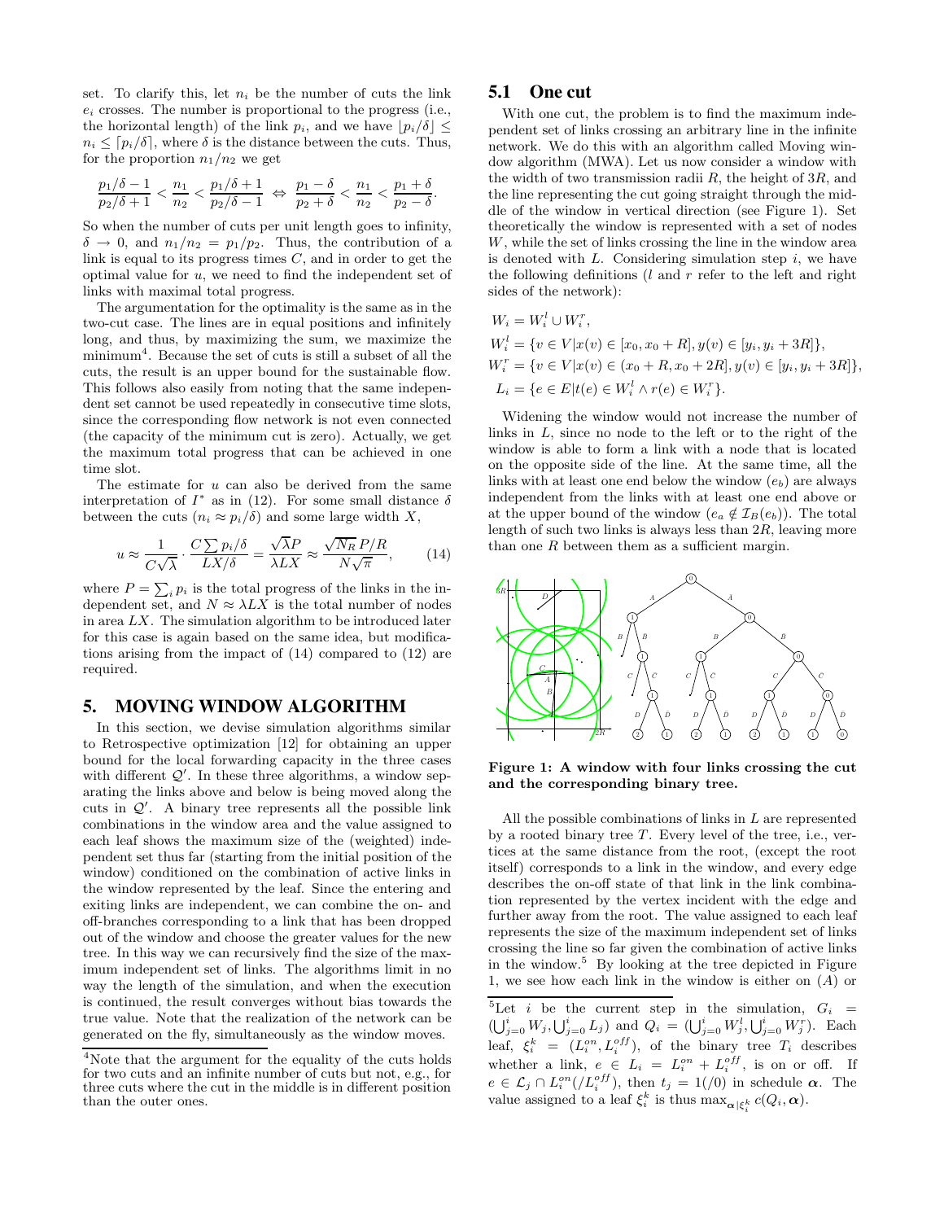set. To clarify this, let $n_i$ be the number of cuts the link $e_i$ crosses. The number is proportional to the progress (i.e., the horizontal length) of the link $p_i$, and we have $\lfloor p_i/\delta \rfloor \leq n_i \leq \lceil p_i/\delta \rceil$, where $\delta$ is the distance between the cuts. Thus, for the proportion $n_1/n_2$ we get

$$\frac{p_1/\delta - 1}{p_2/\delta + 1} < \frac{n_1}{n_2} < \frac{p_1/\delta + 1}{p_2/\delta - 1} \Leftrightarrow \frac{p_1 - \delta}{p_2 + \delta} < \frac{n_1}{n_2} < \frac{p_1 + \delta}{p_2 - \delta}.$$

So when the number of cuts per unit length goes to infinity, $\delta \to 0$, and $n_1/n_2 = p_1/p_2$. Thus, the contribution of a link is equal to its progress times $C$, and in order to get the optimal value for $u$, we need to find the independent set of links with maximal total progress.

The argumentation for the optimality is the same as in the two-cut case. The lines are in equal positions and infinitely long, and thus, by maximizing the sum, we maximize the minimum[4]. Because the set of cuts is still a subset of all the cuts, the result is an upper bound for the sustainable flow. This follows also easily from noting that the same independent set cannot be used repeatedly in consecutive time slots, since the corresponding flow network is not even connected (the capacity of the minimum cut is zero). Actually, we get the maximum total progress that can be achieved in one time slot.

The estimate for $u$ can also be derived from the same interpretation of $I^*$ as in (12). For some small distance $\delta$ between the cuts ($n_i \approx p_i/\delta$) and some large width $X$,

$$u \approx \frac{1}{C\sqrt{\lambda}} \cdot \frac{C\sum_i p_i/\delta}{LX/\delta} = \frac{\sqrt{\lambda}P}{\lambda LX} \approx \frac{\sqrt{N_R}\,P/R}{N\sqrt{\pi}}, \qquad (14)$$

where $P = \sum_i p_i$ is the total progress of the links in the independent set, and $N \approx \lambda LX$ is the total number of nodes in area $LX$. The simulation algorithm to be introduced later for this case is again based on the same idea, but modifications arising from the impact of (14) compared to (12) are required.

## 5. MOVING WINDOW ALGORITHM

In this section, we devise simulation algorithms similar to Retrospective optimization [12] for obtaining an upper bound for the local forwarding capacity in the three cases with different $\mathcal{Q}'$. In these three algorithms, a window separating the links above and below is being moved along the cuts in $\mathcal{Q}'$. A binary tree represents all the possible link combinations in the window area and the value assigned to each leaf shows the maximum size of the (weighted) independent set thus far (starting from the initial position of the window) conditioned on the combination of active links in the window represented by the leaf. Since the entering and exiting links are independent, we can combine the on- and off-branches corresponding to a link that has been dropped out of the window and choose the greater values for the new tree. In this way we can recursively find the size of the maximum independent set of links. The algorithms limit in no way the length of the simulation, and when the execution is continued, the result converges without bias towards the true value. Note that the realization of the network can be generated on the fly, simultaneously as the window moves.

[4]Note that the argument for the equality of the cuts holds for two cuts and an infinite number of cuts but not, e.g., for three cuts where the cut in the middle is in different position than the outer ones.

### 5.1 One cut

With one cut, the problem is to find the maximum independent set of links crossing an arbitrary line in the infinite network. We do this with an algorithm called Moving window algorithm (MWA). Let us now consider a window with the width of two transmission radii $R$, the height of $3R$, and the line representing the cut going straight through the middle of the window in vertical direction (see Figure 1). Set theoretically the window is represented with a set of nodes $W$, while the set of links crossing the line in the window area is denoted with $L$. Considering simulation step $i$, we have the following definitions ($l$ and $r$ refer to the left and right sides of the network):

$$W_i = W_i^l \cup W_i^r,$$
$$W_i^l = \{v \in V | x(v) \in [x_0, x_0 + R], y(v) \in [y_i, y_i + 3R]\},$$
$$W_i^r = \{v \in V | x(v) \in (x_0 + R, x_0 + 2R], y(v) \in [y_i, y_i + 3R]\},$$
$$L_i = \{e \in E | t(e) \in W_i^l \wedge r(e) \in W_i^r\}.$$

Widening the window would not increase the number of links in $L$, since no node to the left or to the right of the window is able to form a link with a node that is located on the opposite side of the line. At the same time, all the links with at least one end below the window ($e_b$) are always independent from the links with at least one end above or at the upper bound of the window ($e_a \notin \mathcal{I}_B(e_b)$). The total length of such two links is always less than $2R$, leaving more than one $R$ between them as a sufficient margin.

**Figure 1: A window with four links crossing the cut and the corresponding binary tree.**

All the possible combinations of links in $L$ are represented by a rooted binary tree $T$. Every level of the tree, i.e., vertices at the same distance from the root, (except the root itself) corresponds to a link in the window, and every edge describes the on-off state of that link in the link combination represented by the vertex incident with the edge and further away from the root. The value assigned to each leaf represents the size of the maximum independent set of links crossing the line so far given the combination of active links in the window.[5] By looking at the tree depicted in Figure 1, we see how each link in the window is either on ($A$) or

[5]Let $i$ be the current step in the simulation, $G_i = (\bigcup_{j=0}^{i} W_j, \bigcup_{j=0}^{i} L_j)$ and $Q_i = (\bigcup_{j=0}^{i} W_j^l, \bigcup_{j=0}^{i} W_j^r)$. Each leaf, $\xi_i^k = (L_i^{on}, L_i^{off})$, of the binary tree $T_i$ describes whether a link, $e \in L_i = L_i^{on} + L_i^{off}$, is on or off. If $e \in \mathcal{L}_j \cap L_i^{on}(/L_i^{off})$, then $t_j = 1(/0)$ in schedule $\boldsymbol{\alpha}$. The value assigned to a leaf $\xi_i^k$ is thus $\max_{\boldsymbol{\alpha}|\xi_i^k} c(Q_i, \boldsymbol{\alpha})$.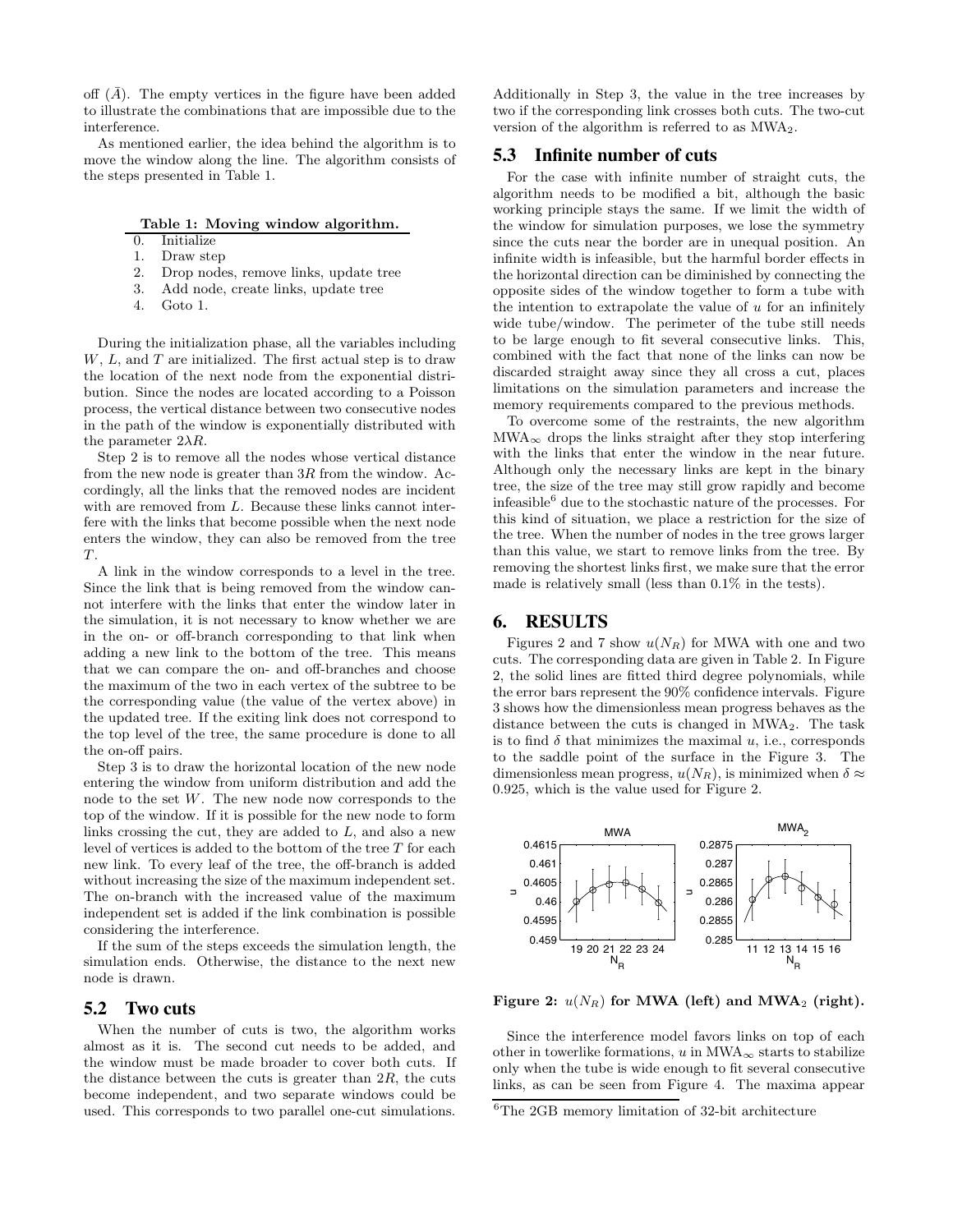off ($\bar{A}$). The empty vertices in the figure have been added to illustrate the combinations that are impossible due to the interference.

As mentioned earlier, the idea behind the algorithm is to move the window along the line. The algorithm consists of the steps presented in Table 1.

**Table 1: Moving window algorithm.**

| | |
|---|---|
| 0. | Initialize |
| 1. | Draw step |
| 2. | Drop nodes, remove links, update tree |
| 3. | Add node, create links, update tree |
| 4. | Goto 1. |

During the initialization phase, all the variables including $W$, $L$, and $T$ are initialized. The first actual step is to draw the location of the next node from the exponential distribution. Since the nodes are located according to a Poisson process, the vertical distance between two consecutive nodes in the path of the window is exponentially distributed with the parameter $2\lambda R$.

Step 2 is to remove all the nodes whose vertical distance from the new node is greater than $3R$ from the window. Accordingly, all the links that the removed nodes are incident with are removed from $L$. Because these links cannot interfere with the links that become possible when the next node enters the window, they can also be removed from the tree $T$.

A link in the window corresponds to a level in the tree. Since the link that is being removed from the window cannot interfere with the links that enter the window later in the simulation, it is not necessary to know whether we are in the on- or off-branch corresponding to that link when adding a new link to the bottom of the tree. This means that we can compare the on- and off-branches and choose the maximum of the two in each vertex of the subtree to be the corresponding value (the value of the vertex above) in the updated tree. If the exiting link does not correspond to the top level of the tree, the same procedure is done to all the on-off pairs.

Step 3 is to draw the horizontal location of the new node entering the window from uniform distribution and add the node to the set $W$. The new node now corresponds to the top of the window. If it is possible for the new node to form links crossing the cut, they are added to $L$, and also a new level of vertices is added to the bottom of the tree $T$ for each new link. To every leaf of the tree, the off-branch is added without increasing the size of the maximum independent set. The on-branch with the increased value of the maximum independent set is added if the link combination is possible considering the interference.

If the sum of the steps exceeds the simulation length, the simulation ends. Otherwise, the distance to the next new node is drawn.

## 5.2 Two cuts

When the number of cuts is two, the algorithm works almost as it is. The second cut needs to be added, and the window must be made broader to cover both cuts. If the distance between the cuts is greater than $2R$, the cuts become independent, and two separate windows could be used. This corresponds to two parallel one-cut simulations. Additionally in Step 3, the value in the tree increases by two if the corresponding link crosses both cuts. The two-cut version of the algorithm is referred to as MWA$_2$.

## 5.3 Infinite number of cuts

For the case with infinite number of straight cuts, the algorithm needs to be modified a bit, although the basic working principle stays the same. If we limit the width of the window for simulation purposes, we lose the symmetry since the cuts near the border are in unequal position. An infinite width is infeasible, but the harmful border effects in the horizontal direction can be diminished by connecting the opposite sides of the window together to form a tube with the intention to extrapolate the value of $u$ for an infinitely wide tube/window. The perimeter of the tube still needs to be large enough to fit several consecutive links. This, combined with the fact that none of the links can now be discarded straight away since they all cross a cut, places limitations on the simulation parameters and increase the memory requirements compared to the previous methods.

To overcome some of the restraints, the new algorithm MWA$_\infty$ drops the links straight after they stop interfering with the links that enter the window in the near future. Although only the necessary links are kept in the binary tree, the size of the tree may still grow rapidly and become infeasible[6] due to the stochastic nature of the processes. For this kind of situation, we place a restriction for the size of the tree. When the number of nodes in the tree grows larger than this value, we start to remove links from the tree. By removing the shortest links first, we make sure that the error made is relatively small (less than 0.1% in the tests).

# 6. RESULTS

Figures 2 and 7 show $u(N_R)$ for MWA with one and two cuts. The corresponding data are given in Table 2. In Figure 2, the solid lines are fitted third degree polynomials, while the error bars represent the 90% confidence intervals. Figure 3 shows how the dimensionless mean progress behaves as the distance between the cuts is changed in MWA$_2$. The task is to find $\delta$ that minimizes the maximal $u$, i.e., corresponds to the saddle point of the surface in the Figure 3. The dimensionless mean progress, $u(N_R)$, is minimized when $\delta \approx 0.925$, which is the value used for Figure 2.

**Figure 2: $u(N_R)$ for MWA (left) and MWA$_2$ (right).**

Since the interference model favors links on top of each other in towerlike formations, $u$ in MWA$_\infty$ starts to stabilize only when the tube is wide enough to fit several consecutive links, as can be seen from Figure 4. The maxima appear

[6] The 2GB memory limitation of 32-bit architecture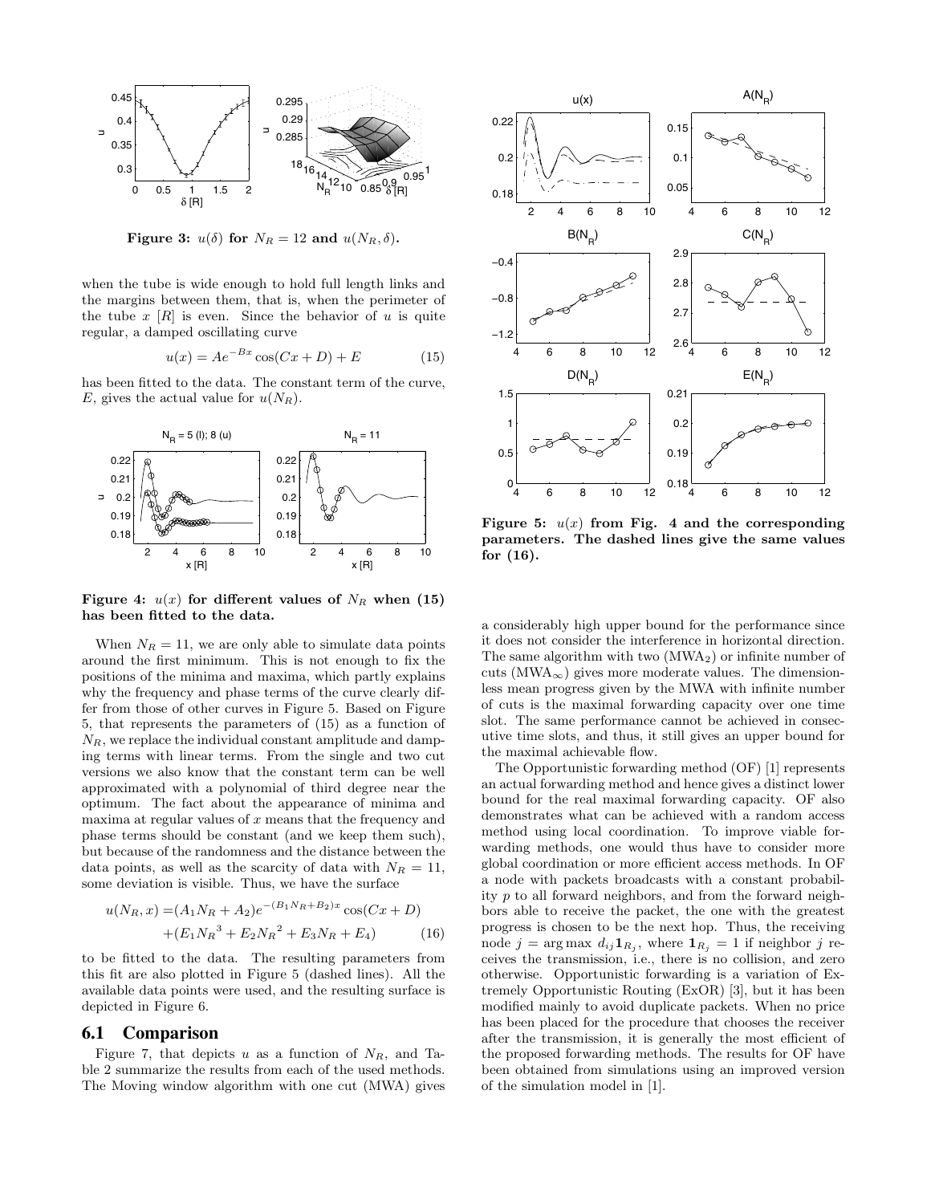Figure 3: $u(\delta)$ for $N_R = 12$ and $u(N_R, \delta)$.

when the tube is wide enough to hold full length links and the margins between them, that is, when the perimeter of the tube $x$ [R] is even. Since the behavior of $u$ is quite regular, a damped oscillating curve

$$u(x) = Ae^{-Bx}\cos(Cx + D) + E \tag{15}$$

has been fitted to the data. The constant term of the curve, $E$, gives the actual value for $u(N_R)$.

Figure 4: $u(x)$ for different values of $N_R$ when (15) has been fitted to the data.

When $N_R = 11$, we are only able to simulate data points around the first minimum. This is not enough to fix the positions of the minima and maxima, which partly explains why the frequency and phase terms of the curve clearly differ from those of other curves in Figure 5. Based on Figure 5, that represents the parameters of (15) as a function of $N_R$, we replace the individual constant amplitude and damping terms with linear terms. From the single and two cut versions we also know that the constant term can be well approximated with a polynomial of third degree near the optimum. The fact about the appearance of minima and maxima at regular values of $x$ means that the frequency and phase terms should be constant (and we keep them such), but because of the randomness and the distance between the data points, as well as the scarcity of data with $N_R = 11$, some deviation is visible. Thus, we have the surface

$$\begin{aligned} u(N_R, x) =& (A_1 N_R + A_2)e^{-(B_1 N_R + B_2)x}\cos(Cx + D) \\ &+ (E_1 {N_R}^3 + E_2 {N_R}^2 + E_3 N_R + E_4) \end{aligned} \tag{16}$$

to be fitted to the data. The resulting parameters from this fit are also plotted in Figure 5 (dashed lines). All the available data points were used, and the resulting surface is depicted in Figure 6.

Figure 5: $u(x)$ from Fig. 4 and the corresponding parameters. The dashed lines give the same values for (16).

## 6.1 Comparison

Figure 7, that depicts $u$ as a function of $N_R$, and Table 2 summarize the results from each of the used methods. The Moving window algorithm with one cut (MWA) gives a considerably high upper bound for the performance since it does not consider the interference in horizontal direction. The same algorithm with two ($\text{MWA}_2$) or infinite number of cuts ($\text{MWA}_\infty$) gives more moderate values. The dimensionless mean progress given by the MWA with infinite number of cuts is the maximal forwarding capacity over one time slot. The same performance cannot be achieved in consecutive time slots, and thus, it still gives an upper bound for the maximal achievable flow.

The Opportunistic forwarding method (OF) [1] represents an actual forwarding method and hence gives a distinct lower bound for the real maximal forwarding capacity. OF also demonstrates what can be achieved with a random access method using local coordination. To improve viable forwarding methods, one would thus have to consider more global coordination or more efficient access methods. In OF a node with packets broadcasts with a constant probability $p$ to all forward neighbors, and from the forward neighbors able to receive the packet, the one with the greatest progress is chosen to be the next hop. Thus, the receiving node $j = \arg\max d_{ij}\mathbf{1}_{R_j}$, where $\mathbf{1}_{R_j} = 1$ if neighbor $j$ receives the transmission, i.e., there is no collision, and zero otherwise. Opportunistic forwarding is a variation of Extremely Opportunistic Routing (ExOR) [3], but it has been modified mainly to avoid duplicate packets. When no price has been placed for the procedure that chooses the receiver after the transmission, it is generally the most efficient of the proposed forwarding methods. The results for OF have been obtained from simulations using an improved version of the simulation model in [1].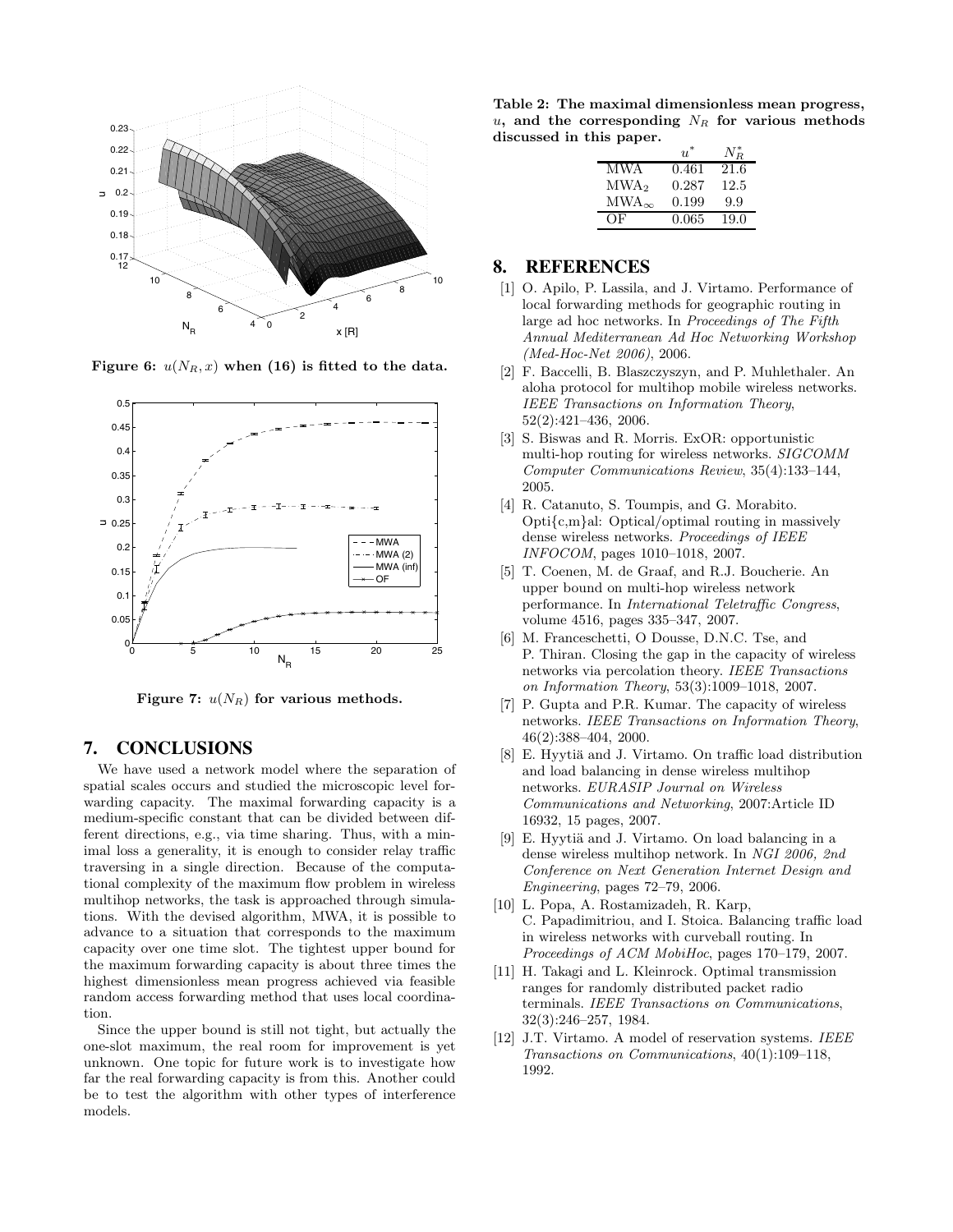0.23
0.22
0.21
u 0.2
0.19
0.18
0.17
12
10
8
6
4
N_R
0
2
4
6
8
10
x [R]

Figure 6: $u(N_R, x)$ when (16) is fitted to the data.

0.5
0.45
0.4
0.35
0.3
u 0.25
0.2
0.15
0.1
0.05
0
0
5
10
15
20
25
N_R

MWA
MWA (2)
MWA (inf)
OF

Figure 7: $u(N_R)$ for various methods.

## 7. CONCLUSIONS

We have used a network model where the separation of spatial scales occurs and studied the microscopic level forwarding capacity. The maximal forwarding capacity is a medium-specific constant that can be divided between different directions, e.g., via time sharing. Thus, with a minimal loss a generality, it is enough to consider relay traffic traversing in a single direction. Because of the computational complexity of the maximum flow problem in wireless multihop networks, the task is approached through simulations. With the devised algorithm, MWA, it is possible to advance to a situation that corresponds to the maximum capacity over one time slot. The tightest upper bound for the maximum forwarding capacity is about three times the highest dimensionless mean progress achieved via feasible random access forwarding method that uses local coordination.

Since the upper bound is still not tight, but actually the one-slot maximum, the real room for improvement is yet unknown. One topic for future work is to investigate how far the real forwarding capacity is from this. Another could be to test the algorithm with other types of interference models.

**Table 2: The maximal dimensionless mean progress, $u$, and the corresponding $N_R$ for various methods discussed in this paper.**

| | $u^*$ | $N_R^*$ |
|---|---|---|
| MWA | 0.461 | 21.6 |
| $\text{MWA}_2$ | 0.287 | 12.5 |
| $\text{MWA}_\infty$ | 0.199 | 9.9 |
| OF | 0.065 | 19.0 |

## 8. REFERENCES

[1] O. Apilo, P. Lassila, and J. Virtamo. Performance of local forwarding methods for geographic routing in large ad hoc networks. In *Proceedings of The Fifth Annual Mediterranean Ad Hoc Networking Workshop (Med-Hoc-Net 2006)*, 2006.

[2] F. Baccelli, B. Blaszczyszyn, and P. Muhlethaler. An aloha protocol for multihop mobile wireless networks. *IEEE Transactions on Information Theory*, 52(2):421–436, 2006.

[3] S. Biswas and R. Morris. ExOR: opportunistic multi-hop routing for wireless networks. *SIGCOMM Computer Communications Review*, 35(4):133–144, 2005.

[4] R. Catanuto, S. Toumpis, and G. Morabito. Opti{c,m}al: Optical/optimal routing in massively dense wireless networks. *Proceedings of IEEE INFOCOM*, pages 1010–1018, 2007.

[5] T. Coenen, M. de Graaf, and R.J. Boucherie. An upper bound on multi-hop wireless network performance. In *International Teletraffic Congress*, volume 4516, pages 335–347, 2007.

[6] M. Franceschetti, O Dousse, D.N.C. Tse, and P. Thiran. Closing the gap in the capacity of wireless networks via percolation theory. *IEEE Transactions on Information Theory*, 53(3):1009–1018, 2007.

[7] P. Gupta and P.R. Kumar. The capacity of wireless networks. *IEEE Transactions on Information Theory*, 46(2):388–404, 2000.

[8] E. Hyytiä and J. Virtamo. On traffic load distribution and load balancing in dense wireless multihop networks. *EURASIP Journal on Wireless Communications and Networking*, 2007:Article ID 16932, 15 pages, 2007.

[9] E. Hyytiä and J. Virtamo. On load balancing in a dense wireless multihop network. In *NGI 2006, 2nd Conference on Next Generation Internet Design and Engineering*, pages 72–79, 2006.

[10] L. Popa, A. Rostamizadeh, R. Karp, C. Papadimitriou, and I. Stoica. Balancing traffic load in wireless networks with curveball routing. In *Proceedings of ACM MobiHoc*, pages 170–179, 2007.

[11] H. Takagi and L. Kleinrock. Optimal transmission ranges for randomly distributed packet radio terminals. *IEEE Transactions on Communications*, 32(3):246–257, 1984.

[12] J.T. Virtamo. A model of reservation systems. *IEEE Transactions on Communications*, 40(1):109–118, 1992.